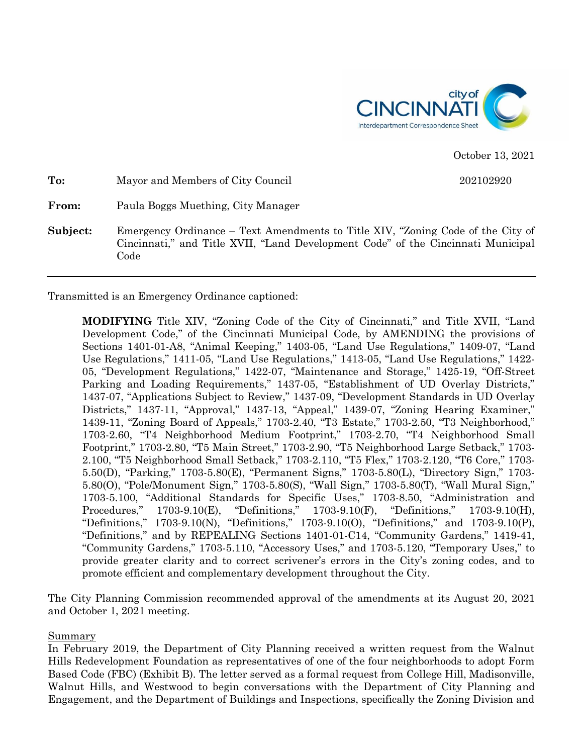city of CINCINNATI
Interdepartment Correspondence Sheet

October 13, 2021

| | | |
|---|---|---|
| **To:** | Mayor and Members of City Council | 202102920 |
| **From:** | Paula Boggs Muething, City Manager | |
| **Subject:** | Emergency Ordinance – Text Amendments to Title XIV, "Zoning Code of the City of Cincinnati," and Title XVII, "Land Development Code" of the Cincinnati Municipal Code | |

---

Transmitted is an Emergency Ordinance captioned:

> **MODIFYING** Title XIV, "Zoning Code of the City of Cincinnati," and Title XVII, "Land Development Code," of the Cincinnati Municipal Code, by AMENDING the provisions of Sections 1401-01-A8, "Animal Keeping," 1403-05, "Land Use Regulations," 1409-07, "Land Use Regulations," 1411-05, "Land Use Regulations," 1413-05, "Land Use Regulations," 1422-05, "Development Regulations," 1422-07, "Maintenance and Storage," 1425-19, "Off-Street Parking and Loading Requirements," 1437-05, "Establishment of UD Overlay Districts," 1437-07, "Applications Subject to Review," 1437-09, "Development Standards in UD Overlay Districts," 1437-11, "Approval," 1437-13, "Appeal," 1439-07, "Zoning Hearing Examiner," 1439-11, "Zoning Board of Appeals," 1703-2.40, "T3 Estate," 1703-2.50, "T3 Neighborhood," 1703-2.60, "T4 Neighborhood Medium Footprint," 1703-2.70, "T4 Neighborhood Small Footprint," 1703-2.80, "T5 Main Street," 1703-2.90, "T5 Neighborhood Large Setback," 1703-2.100, "T5 Neighborhood Small Setback," 1703-2.110, "T5 Flex," 1703-2.120, "T6 Core," 1703-5.50(D), "Parking," 1703-5.80(E), "Permanent Signs," 1703-5.80(L), "Directory Sign," 1703-5.80(O), "Pole/Monument Sign," 1703-5.80(S), "Wall Sign," 1703-5.80(T), "Wall Mural Sign," 1703-5.100, "Additional Standards for Specific Uses," 1703-8.50, "Administration and Procedures," 1703-9.10(E), "Definitions," 1703-9.10(F), "Definitions," 1703-9.10(H), "Definitions," 1703-9.10(N), "Definitions," 1703-9.10(O), "Definitions," and 1703-9.10(P), "Definitions," and by REPEALING Sections 1401-01-C14, "Community Gardens," 1419-41, "Community Gardens," 1703-5.110, "Accessory Uses," and 1703-5.120, "Temporary Uses," to provide greater clarity and to correct scrivener's errors in the City's zoning codes, and to promote efficient and complementary development throughout the City.

The City Planning Commission recommended approval of the amendments at its August 20, 2021 and October 1, 2021 meeting.

<u>Summary</u>

In February 2019, the Department of City Planning received a written request from the Walnut Hills Redevelopment Foundation as representatives of one of the four neighborhoods to adopt Form Based Code (FBC) (Exhibit B). The letter served as a formal request from College Hill, Madisonville, Walnut Hills, and Westwood to begin conversations with the Department of City Planning and Engagement, and the Department of Buildings and Inspections, specifically the Zoning Division and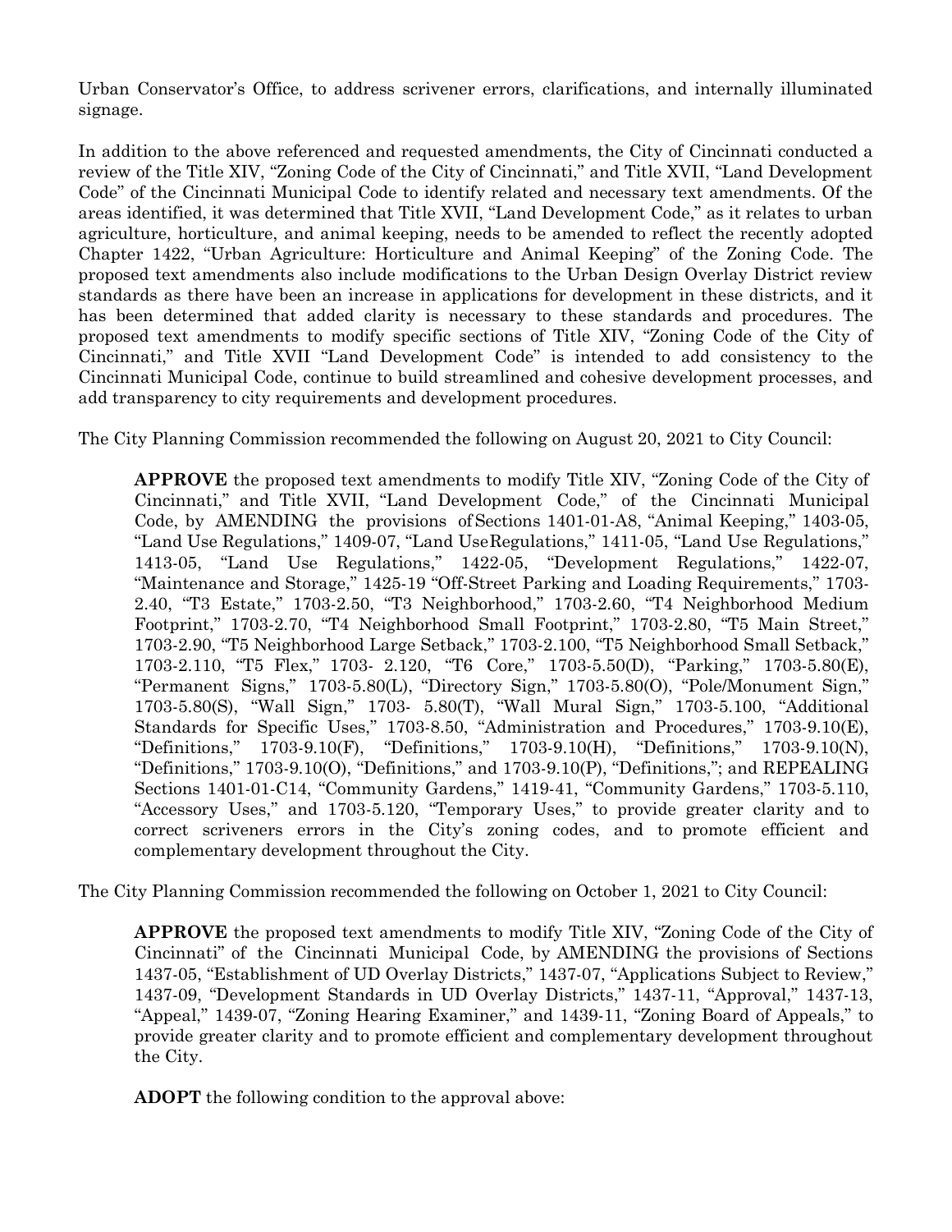Urban Conservator's Office, to address scrivener errors, clarifications, and internally illuminated signage.

In addition to the above referenced and requested amendments, the City of Cincinnati conducted a review of the Title XIV, "Zoning Code of the City of Cincinnati," and Title XVII, "Land Development Code" of the Cincinnati Municipal Code to identify related and necessary text amendments. Of the areas identified, it was determined that Title XVII, "Land Development Code," as it relates to urban agriculture, horticulture, and animal keeping, needs to be amended to reflect the recently adopted Chapter 1422, "Urban Agriculture: Horticulture and Animal Keeping" of the Zoning Code. The proposed text amendments also include modifications to the Urban Design Overlay District review standards as there have been an increase in applications for development in these districts, and it has been determined that added clarity is necessary to these standards and procedures. The proposed text amendments to modify specific sections of Title XIV, "Zoning Code of the City of Cincinnati," and Title XVII "Land Development Code" is intended to add consistency to the Cincinnati Municipal Code, continue to build streamlined and cohesive development processes, and add transparency to city requirements and development procedures.

The City Planning Commission recommended the following on August 20, 2021 to City Council:

> **APPROVE** the proposed text amendments to modify Title XIV, "Zoning Code of the City of Cincinnati," and Title XVII, "Land Development Code," of the Cincinnati Municipal Code, by AMENDING the provisions of Sections 1401-01-A8, "Animal Keeping," 1403-05, "Land Use Regulations," 1409-07, "Land Use Regulations," 1411-05, "Land Use Regulations," 1413-05, "Land Use Regulations," 1422-05, "Development Regulations," 1422-07, "Maintenance and Storage," 1425-19 "Off-Street Parking and Loading Requirements," 1703-2.40, "T3 Estate," 1703-2.50, "T3 Neighborhood," 1703-2.60, "T4 Neighborhood Medium Footprint," 1703-2.70, "T4 Neighborhood Small Footprint," 1703-2.80, "T5 Main Street," 1703-2.90, "T5 Neighborhood Large Setback," 1703-2.100, "T5 Neighborhood Small Setback," 1703-2.110, "T5 Flex," 1703- 2.120, "T6 Core," 1703-5.50(D), "Parking," 1703-5.80(E), "Permanent Signs," 1703-5.80(L), "Directory Sign," 1703-5.80(O), "Pole/Monument Sign," 1703-5.80(S), "Wall Sign," 1703- 5.80(T), "Wall Mural Sign," 1703-5.100, "Additional Standards for Specific Uses," 1703-8.50, "Administration and Procedures," 1703-9.10(E), "Definitions," 1703-9.10(F), "Definitions," 1703-9.10(H), "Definitions," 1703-9.10(N), "Definitions," 1703-9.10(O), "Definitions," and 1703-9.10(P), "Definitions,"; and REPEALING Sections 1401-01-C14, "Community Gardens," 1419-41, "Community Gardens," 1703-5.110, "Accessory Uses," and 1703-5.120, "Temporary Uses," to provide greater clarity and to correct scriveners errors in the City's zoning codes, and to promote efficient and complementary development throughout the City.

The City Planning Commission recommended the following on October 1, 2021 to City Council:

> **APPROVE** the proposed text amendments to modify Title XIV, "Zoning Code of the City of Cincinnati" of the Cincinnati Municipal Code, by AMENDING the provisions of Sections 1437-05, "Establishment of UD Overlay Districts," 1437-07, "Applications Subject to Review," 1437-09, "Development Standards in UD Overlay Districts," 1437-11, "Approval," 1437-13, "Appeal," 1439-07, "Zoning Hearing Examiner," and 1439-11, "Zoning Board of Appeals," to provide greater clarity and to promote efficient and complementary development throughout the City.
>
> **ADOPT** the following condition to the approval above: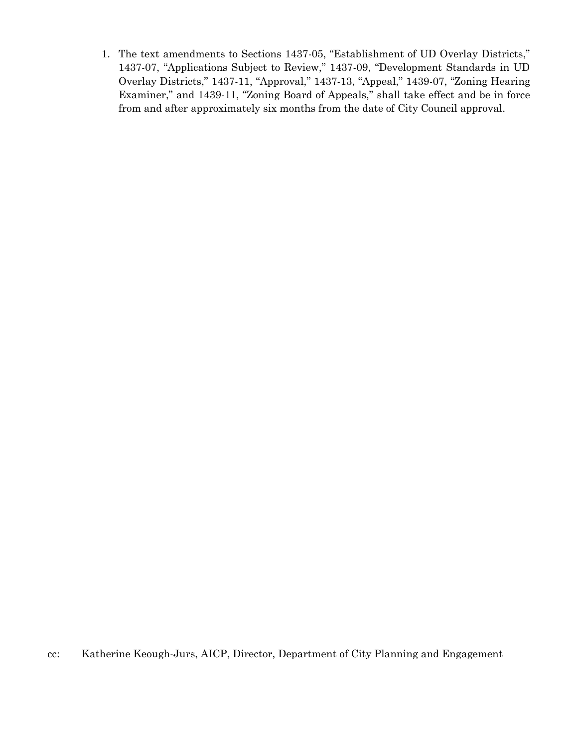1. The text amendments to Sections 1437-05, "Establishment of UD Overlay Districts," 1437-07, "Applications Subject to Review," 1437-09, "Development Standards in UD Overlay Districts," 1437-11, "Approval," 1437-13, "Appeal," 1439-07, "Zoning Hearing Examiner," and 1439-11, "Zoning Board of Appeals," shall take effect and be in force from and after approximately six months from the date of City Council approval.

cc: Katherine Keough-Jurs, AICP, Director, Department of City Planning and Engagement